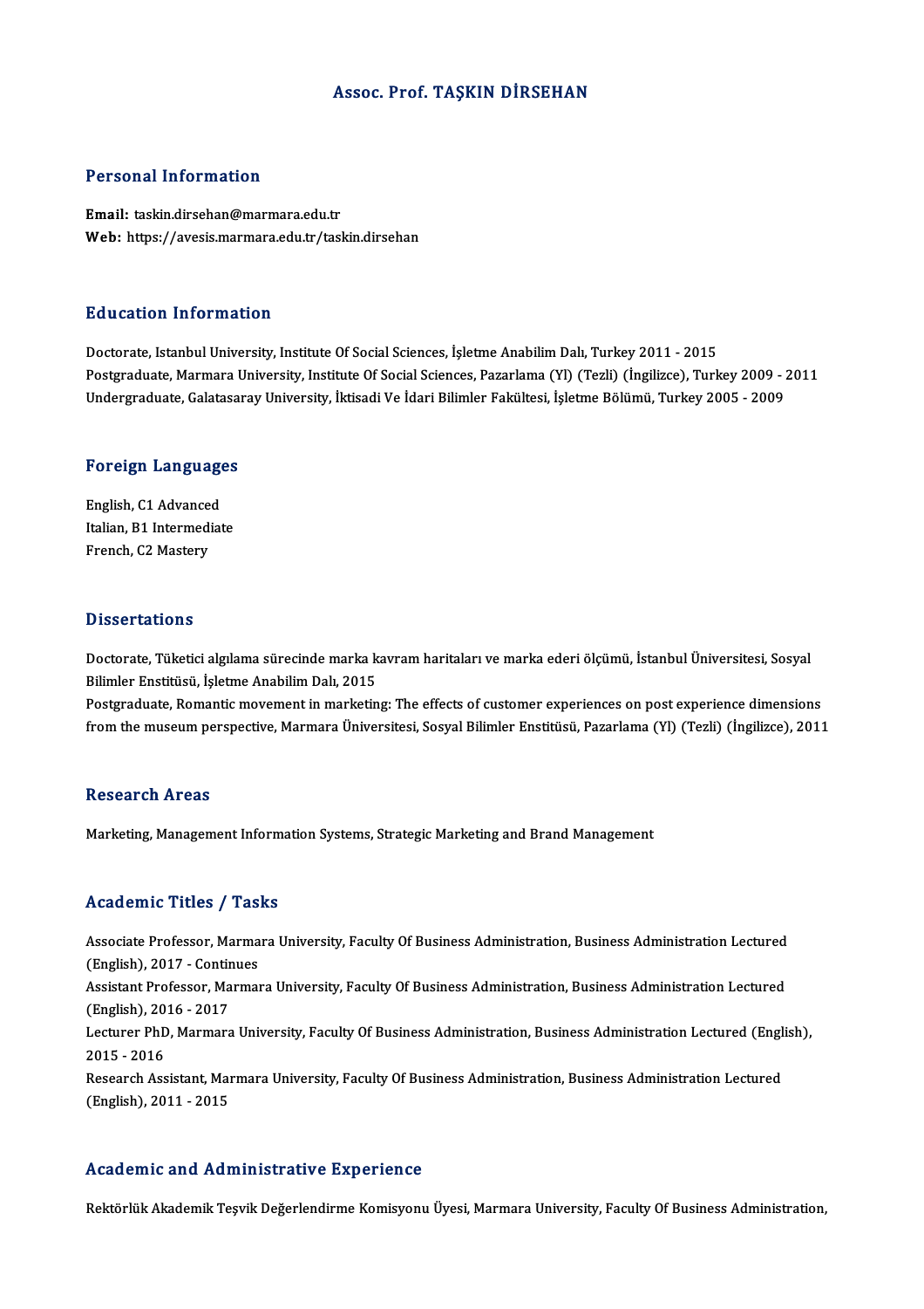# Assoc. Prof. TAŞKIN DİRSEHAN

## Personal Information

**Email:** taskin.dirsehan@marmara.edu.tr
**Web:** https://avesis.marmara.edu.tr/taskin.dirsehan

## Education Information

Doctorate, Istanbul University, Institute Of Social Sciences, İşletme Anabilim Dalı, Turkey 2011 - 2015
Postgraduate, Marmara University, Institute Of Social Sciences, Pazarlama (Yl) (Tezli) (İngilizce), Turkey 2009 - 2011
Undergraduate, Galatasaray University, İktisadi Ve İdari Bilimler Fakültesi, İşletme Bölümü, Turkey 2005 - 2009

## Foreign Languages

English, C1 Advanced
Italian, B1 Intermediate
French, C2 Mastery

## Dissertations

Doctorate, Tüketici algılama sürecinde marka kavram haritaları ve marka ederi ölçümü, İstanbul Üniversitesi, Sosyal Bilimler Enstitüsü, İşletme Anabilim Dalı, 2015
Postgraduate, Romantic movement in marketing: The effects of customer experiences on post experience dimensions from the museum perspective, Marmara Üniversitesi, Sosyal Bilimler Enstitüsü, Pazarlama (Yl) (Tezli) (İngilizce), 2011

## Research Areas

Marketing, Management Information Systems, Strategic Marketing and Brand Management

## Academic Titles / Tasks

Associate Professor, Marmara University, Faculty Of Business Administration, Business Administration Lectured (English), 2017 - Continues
Assistant Professor, Marmara University, Faculty Of Business Administration, Business Administration Lectured (English), 2016 - 2017
Lecturer PhD, Marmara University, Faculty Of Business Administration, Business Administration Lectured (English), 2015 - 2016
Research Assistant, Marmara University, Faculty Of Business Administration, Business Administration Lectured (English), 2011 - 2015

## Academic and Administrative Experience

Rektörlük Akademik Teşvik Değerlendirme Komisyonu Üyesi, Marmara University, Faculty Of Business Administration,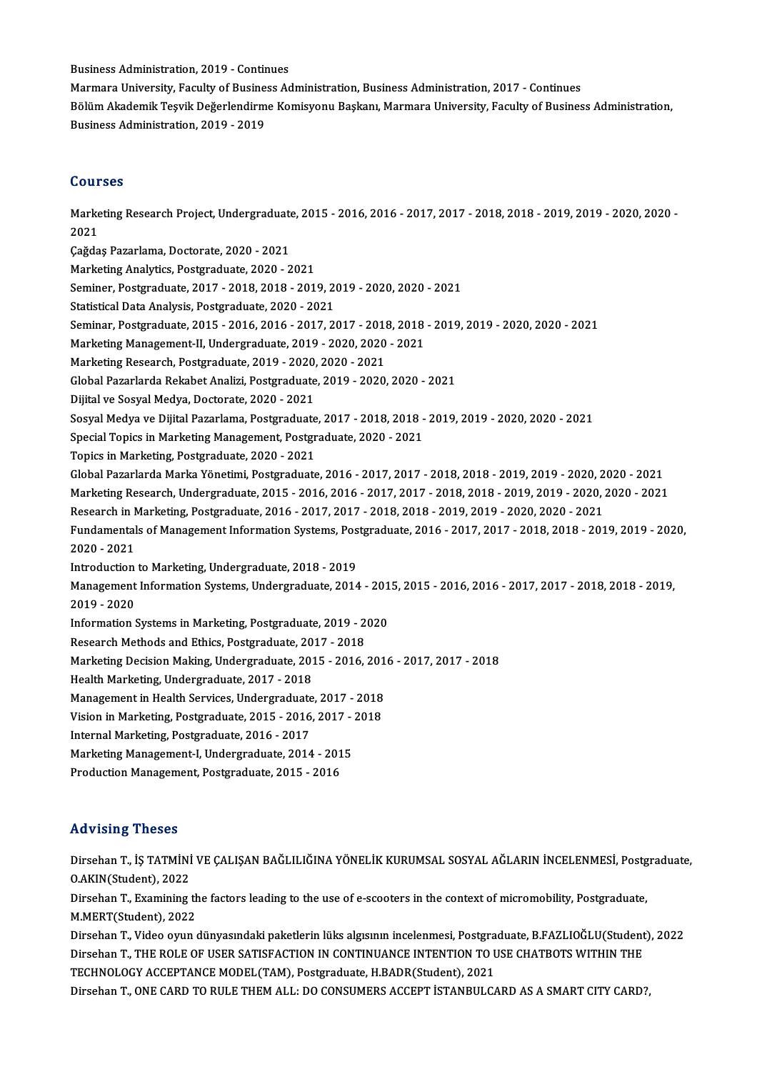Business Administration, 2019 - Continues
Marmara University, Faculty of Business Administration, Business Administration, 2017 - Continues
Bölüm Akademik Teşvik Değerlendirme Komisyonu Başkanı, Marmara University, Faculty of Business Administration, Business Administration, 2019 - 2019

## Courses

Marketing Research Project, Undergraduate, 2015 - 2016, 2016 - 2017, 2017 - 2018, 2018 - 2019, 2019 - 2020, 2020 - 2021
Çağdaş Pazarlama, Doctorate, 2020 - 2021
Marketing Analytics, Postgraduate, 2020 - 2021
Seminer, Postgraduate, 2017 - 2018, 2018 - 2019, 2019 - 2020, 2020 - 2021
Statistical Data Analysis, Postgraduate, 2020 - 2021
Seminar, Postgraduate, 2015 - 2016, 2016 - 2017, 2017 - 2018, 2018 - 2019, 2019 - 2020, 2020 - 2021
Marketing Management-II, Undergraduate, 2019 - 2020, 2020 - 2021
Marketing Research, Postgraduate, 2019 - 2020, 2020 - 2021
Global Pazarlarda Rekabet Analizi, Postgraduate, 2019 - 2020, 2020 - 2021
Dijital ve Sosyal Medya, Doctorate, 2020 - 2021
Sosyal Medya ve Dijital Pazarlama, Postgraduate, 2017 - 2018, 2018 - 2019, 2019 - 2020, 2020 - 2021
Special Topics in Marketing Management, Postgraduate, 2020 - 2021
Topics in Marketing, Postgraduate, 2020 - 2021
Global Pazarlarda Marka Yönetimi, Postgraduate, 2016 - 2017, 2017 - 2018, 2018 - 2019, 2019 - 2020, 2020 - 2021
Marketing Research, Undergraduate, 2015 - 2016, 2016 - 2017, 2017 - 2018, 2018 - 2019, 2019 - 2020, 2020 - 2021
Research in Marketing, Postgraduate, 2016 - 2017, 2017 - 2018, 2018 - 2019, 2019 - 2020, 2020 - 2021
Fundamentals of Management Information Systems, Postgraduate, 2016 - 2017, 2017 - 2018, 2018 - 2019, 2019 - 2020, 2020 - 2021
Introduction to Marketing, Undergraduate, 2018 - 2019
Management Information Systems, Undergraduate, 2014 - 2015, 2015 - 2016, 2016 - 2017, 2017 - 2018, 2018 - 2019, 2019 - 2020
Information Systems in Marketing, Postgraduate, 2019 - 2020
Research Methods and Ethics, Postgraduate, 2017 - 2018
Marketing Decision Making, Undergraduate, 2015 - 2016, 2016 - 2017, 2017 - 2018
Health Marketing, Undergraduate, 2017 - 2018
Management in Health Services, Undergraduate, 2017 - 2018
Vision in Marketing, Postgraduate, 2015 - 2016, 2017 - 2018
Internal Marketing, Postgraduate, 2016 - 2017
Marketing Management-I, Undergraduate, 2014 - 2015
Production Management, Postgraduate, 2015 - 2016

## Advising Theses

Dirsehan T., İŞ TATMİNİ VE ÇALIŞAN BAĞLILIĞINA YÖNELİK KURUMSAL SOSYAL AĞLARIN İNCELENMESİ, Postgraduate, O.AKIN(Student), 2022
Dirsehan T., Examining the factors leading to the use of e-scooters in the context of micromobility, Postgraduate, M.MERT(Student), 2022
Dirsehan T., Video oyun dünyasındaki paketlerin lüks algısının incelenmesi, Postgraduate, B.FAZLIOĞLU(Student), 2022
Dirsehan T., THE ROLE OF USER SATISFACTION IN CONTINUANCE INTENTION TO USE CHATBOTS WITHIN THE TECHNOLOGY ACCEPTANCE MODEL(TAM), Postgraduate, H.BADR(Student), 2021
Dirsehan T., ONE CARD TO RULE THEM ALL: DO CONSUMERS ACCEPT İSTANBULCARD AS A SMART CITY CARD?,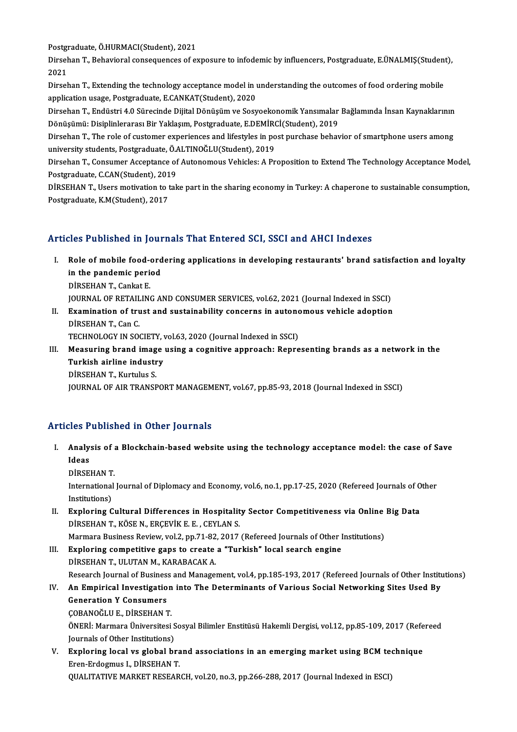Postgraduate, Ö.HURMACI(Student), 2021

Dirsehan T., Behavioral consequences of exposure to infodemic by influencers, Postgraduate, E.ÜNALMIŞ(Student), 2021

Dirsehan T., Extending the technology acceptance model in understanding the outcomes of food ordering mobile application usage, Postgraduate, E.CANKAT(Student), 2020

Dirsehan T., Endüstri 4.0 Sürecinde Dijital Dönüşüm ve Sosyoekonomik Yansımalar Bağlamında İnsan Kaynaklarının Dönüşümü: Disiplinlerarası Bir Yaklaşım, Postgraduate, E.DEMİRCİ(Student), 2019

Dirsehan T., The role of customer experiences and lifestyles in post purchase behavior of smartphone users among university students, Postgraduate, Ö.ALTINOĞLU(Student), 2019

Dirsehan T., Consumer Acceptance of Autonomous Vehicles: A Proposition to Extend The Technology Acceptance Model, Postgraduate, C.CAN(Student), 2019

DİRSEHAN T., Users motivation to take part in the sharing economy in Turkey: A chaperone to sustainable consumption, Postgraduate, K.M(Student), 2017

## Articles Published in Journals That Entered SCI, SSCI and AHCI Indexes

I. **Role of mobile food-ordering applications in developing restaurants' brand satisfaction and loyalty in the pandemic period**
   DİRSEHAN T., Cankat E.
   JOURNAL OF RETAILING AND CONSUMER SERVICES, vol.62, 2021 (Journal Indexed in SSCI)

II. **Examination of trust and sustainability concerns in autonomous vehicle adoption**
   DİRSEHAN T., Can C.
   TECHNOLOGY IN SOCIETY, vol.63, 2020 (Journal Indexed in SSCI)

III. **Measuring brand image using a cognitive approach: Representing brands as a network in the Turkish airline industry**
   DİRSEHAN T., Kurtulus S.
   JOURNAL OF AIR TRANSPORT MANAGEMENT, vol.67, pp.85-93, 2018 (Journal Indexed in SSCI)

## Articles Published in Other Journals

I. **Analysis of a Blockchain-based website using the technology acceptance model: the case of Save Ideas**
   DİRSEHAN T.
   International Journal of Diplomacy and Economy, vol.6, no.1, pp.17-25, 2020 (Refereed Journals of Other Institutions)

II. **Exploring Cultural Differences in Hospitality Sector Competitiveness via Online Big Data**
   DİRSEHAN T., KÖSE N., ERÇEVİK E. E. , CEYLAN S.
   Marmara Business Review, vol.2, pp.71-82, 2017 (Refereed Journals of Other Institutions)

III. **Exploring competitive gaps to create a "Turkish" local search engine**
   DİRSEHAN T., ULUTAN M., KARABACAK A.
   Research Journal of Business and Management, vol.4, pp.185-193, 2017 (Refereed Journals of Other Institutions)

IV. **An Empirical Investigation into The Determinants of Various Social Networking Sites Used By Generation Y Consumers**
   ÇOBANOĞLU E., DİRSEHAN T.
   ÖNERİ: Marmara Üniversitesi Sosyal Bilimler Enstitüsü Hakemli Dergisi, vol.12, pp.85-109, 2017 (Refereed Journals of Other Institutions)

V. **Exploring local vs global brand associations in an emerging market using BCM technique**
   Eren-Erdogmus I., DİRSEHAN T.
   QUALITATIVE MARKET RESEARCH, vol.20, no.3, pp.266-288, 2017 (Journal Indexed in ESCI)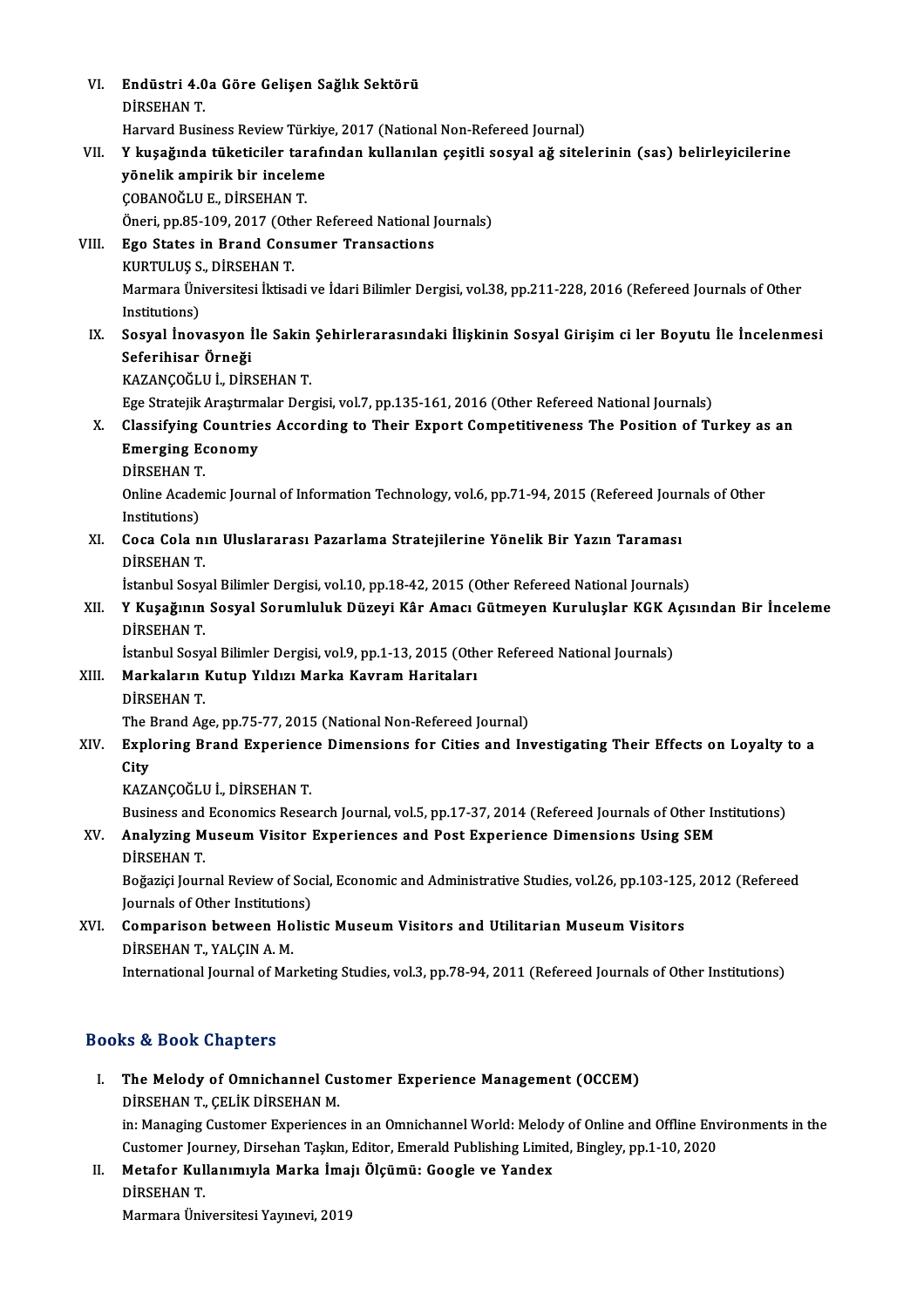VI. **Endüstri 4.0a Göre Gelişen Sağlık Sektörü**
DİRSEHAN T.
Harvard Business Review Türkiye, 2017 (National Non-Refereed Journal)

VII. **Y kuşağında tüketiciler tarafından kullanılan çeşitli sosyal ağ sitelerinin (sas) belirleyicilerine yönelik ampirik bir inceleme**
ÇOBANOĞLU E., DİRSEHAN T.
Öneri, pp.85-109, 2017 (Other Refereed National Journals)

VIII. **Ego States in Brand Consumer Transactions**
KURTULUŞ S., DİRSEHAN T.
Marmara Üniversitesi İktisadi ve İdari Bilimler Dergisi, vol.38, pp.211-228, 2016 (Refereed Journals of Other Institutions)

IX. **Sosyal İnovasyon İle Sakin Şehirlerarasındaki İlişkinin Sosyal Girişim ci ler Boyutu İle İncelenmesi Seferihisar Örneği**
KAZANÇOĞLU İ., DİRSEHAN T.
Ege Stratejik Araştırmalar Dergisi, vol.7, pp.135-161, 2016 (Other Refereed National Journals)

X. **Classifying Countries According to Their Export Competitiveness The Position of Turkey as an Emerging Economy**
DİRSEHAN T.
Online Academic Journal of Information Technology, vol.6, pp.71-94, 2015 (Refereed Journals of Other Institutions)

XI. **Coca Cola nın Uluslararası Pazarlama Stratejilerine Yönelik Bir Yazın Taraması**
DİRSEHAN T.
İstanbul Sosyal Bilimler Dergisi, vol.10, pp.18-42, 2015 (Other Refereed National Journals)

XII. **Y Kuşağının Sosyal Sorumluluk Düzeyi Kâr Amacı Gütmeyen Kuruluşlar KGK Açısından Bir İnceleme**
DİRSEHAN T.
İstanbul Sosyal Bilimler Dergisi, vol.9, pp.1-13, 2015 (Other Refereed National Journals)

XIII. **Markaların Kutup Yıldızı Marka Kavram Haritaları**
DİRSEHAN T.
The Brand Age, pp.75-77, 2015 (National Non-Refereed Journal)

XIV. **Exploring Brand Experience Dimensions for Cities and Investigating Their Effects on Loyalty to a City**
KAZANÇOĞLU İ., DİRSEHAN T.
Business and Economics Research Journal, vol.5, pp.17-37, 2014 (Refereed Journals of Other Institutions)

XV. **Analyzing Museum Visitor Experiences and Post Experience Dimensions Using SEM**
DİRSEHAN T.
Boğaziçi Journal Review of Social, Economic and Administrative Studies, vol.26, pp.103-125, 2012 (Refereed Journals of Other Institutions)

XVI. **Comparison between Holistic Museum Visitors and Utilitarian Museum Visitors**
DİRSEHAN T., YALÇIN A. M.
International Journal of Marketing Studies, vol.3, pp.78-94, 2011 (Refereed Journals of Other Institutions)

## Books & Book Chapters

I. **The Melody of Omnichannel Customer Experience Management (OCCEM)**
DİRSEHAN T., ÇELİK DİRSEHAN M.
in: Managing Customer Experiences in an Omnichannel World: Melody of Online and Offline Environments in the Customer Journey, Dirsehan Taşkın, Editor, Emerald Publishing Limited, Bingley, pp.1-10, 2020

II. **Metafor Kullanımıyla Marka İmajı Ölçümü: Google ve Yandex**
DİRSEHAN T.
Marmara Üniversitesi Yayınevi, 2019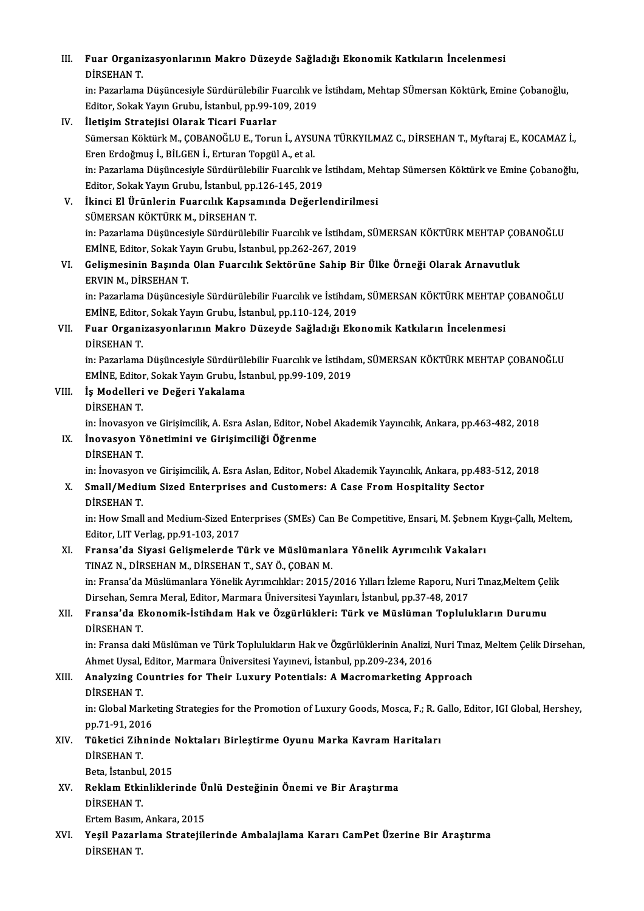III. **Fuar Organizasyonlarının Makro Düzeyde Sağladığı Ekonomik Katkıların İncelenmesi**
DİRSEHAN T.
in: Pazarlama Düşüncesiyle Sürdürülebilir Fuarcılık ve İstihdam, Mehtap SÜmersan Köktürk, Emine Çobanoğlu, Editor, Sokak Yayın Grubu, İstanbul, pp.99-109, 2019

IV. **İletişim Stratejisi Olarak Ticari Fuarlar**
Sümersan Köktürk M., ÇOBANOĞLU E., Torun İ., AYSUNA TÜRKYILMAZ C., DİRSEHAN T., Myftaraj E., KOCAMAZ İ., Eren Erdoğmuş İ., BİLGEN İ., Erturan Topgül A., et al.
in: Pazarlama Düşüncesiyle Sürdürülebilir Fuarcılık ve İstihdam, Mehtap Sümersen Köktürk ve Emine Çobanoğlu, Editor, Sokak Yayın Grubu, İstanbul, pp.126-145, 2019

V. **İkinci El Ürünlerin Fuarcılık Kapsamında Değerlendirilmesi**
SÜMERSAN KÖKTÜRK M., DİRSEHAN T.
in: Pazarlama Düşüncesiyle Sürdürülebilir Fuarcılık ve İstihdam, SÜMERSAN KÖKTÜRK MEHTAP ÇOBANOĞLU EMİNE, Editor, Sokak Yayın Grubu, İstanbul, pp.262-267, 2019

VI. **Gelişmesinin Başında Olan Fuarcılık Sektörüne Sahip Bir Ülke Örneği Olarak Arnavutluk**
ERVIN M., DİRSEHAN T.
in: Pazarlama Düşüncesiyle Sürdürülebilir Fuarcılık ve İstihdam, SÜMERSAN KÖKTÜRK MEHTAP ÇOBANOĞLU EMİNE, Editor, Sokak Yayın Grubu, İstanbul, pp.110-124, 2019

VII. **Fuar Organizasyonlarının Makro Düzeyde Sağladığı Ekonomik Katkıların İncelenmesi**
DİRSEHAN T.
in: Pazarlama Düşüncesiyle Sürdürülebilir Fuarcılık ve İstihdam, SÜMERSAN KÖKTÜRK MEHTAP ÇOBANOĞLU EMİNE, Editor, Sokak Yayın Grubu, İstanbul, pp.99-109, 2019

VIII. **İş Modelleri ve Değeri Yakalama**
DİRSEHAN T.
in: İnovasyon ve Girişimcilik, A. Esra Aslan, Editor, Nobel Akademik Yayıncılık, Ankara, pp.463-482, 2018

IX. **İnovasyon Yönetimini ve Girişimciliği Öğrenme**
DİRSEHAN T.
in: İnovasyon ve Girişimcilik, A. Esra Aslan, Editor, Nobel Akademik Yayıncılık, Ankara, pp.483-512, 2018

X. **Small/Medium Sized Enterprises and Customers: A Case From Hospitality Sector**
DİRSEHAN T.
in: How Small and Medium-Sized Enterprises (SMEs) Can Be Competitive, Ensari, M. Şebnem Kıygı-Çallı, Meltem, Editor, LIT Verlag, pp.91-103, 2017

XI. **Fransa'da Siyasi Gelişmelerde Türk ve Müslümanlara Yönelik Ayrımcılık Vakaları**
TINAZ N., DİRSEHAN M., DİRSEHAN T., SAY Ö., ÇOBAN M.
in: Fransa'da Müslümanlara Yönelik Ayrımcılıklar: 2015/2016 Yılları İzleme Raporu, Nuri Tınaz,Meltem Çelik Dirsehan, Semra Meral, Editor, Marmara Üniversitesi Yayınları, İstanbul, pp.37-48, 2017

XII. **Fransa'da Ekonomik-İstihdam Hak ve Özgürlükleri: Türk ve Müslüman Toplulukların Durumu**
DİRSEHAN T.
in: Fransa daki Müslüman ve Türk Toplulukların Hak ve Özgürlüklerinin Analizi, Nuri Tınaz, Meltem Çelik Dirsehan, Ahmet Uysal, Editor, Marmara Üniversitesi Yayınevi, İstanbul, pp.209-234, 2016

XIII. **Analyzing Countries for Their Luxury Potentials: A Macromarketing Approach**
DİRSEHAN T.
in: Global Marketing Strategies for the Promotion of Luxury Goods, Mosca, F.; R. Gallo, Editor, IGI Global, Hershey, pp.71-91, 2016

XIV. **Tüketici Zihninde Noktaları Birleştirme Oyunu Marka Kavram Haritaları**
DİRSEHAN T.
Beta, İstanbul, 2015

XV. **Reklam Etkinliklerinde Ünlü Desteğinin Önemi ve Bir Araştırma**
DİRSEHAN T.
Ertem Basım, Ankara, 2015

XVI. **Yeşil Pazarlama Stratejilerinde Ambalajlama Kararı CamPet Üzerine Bir Araştırma**
DİRSEHAN T.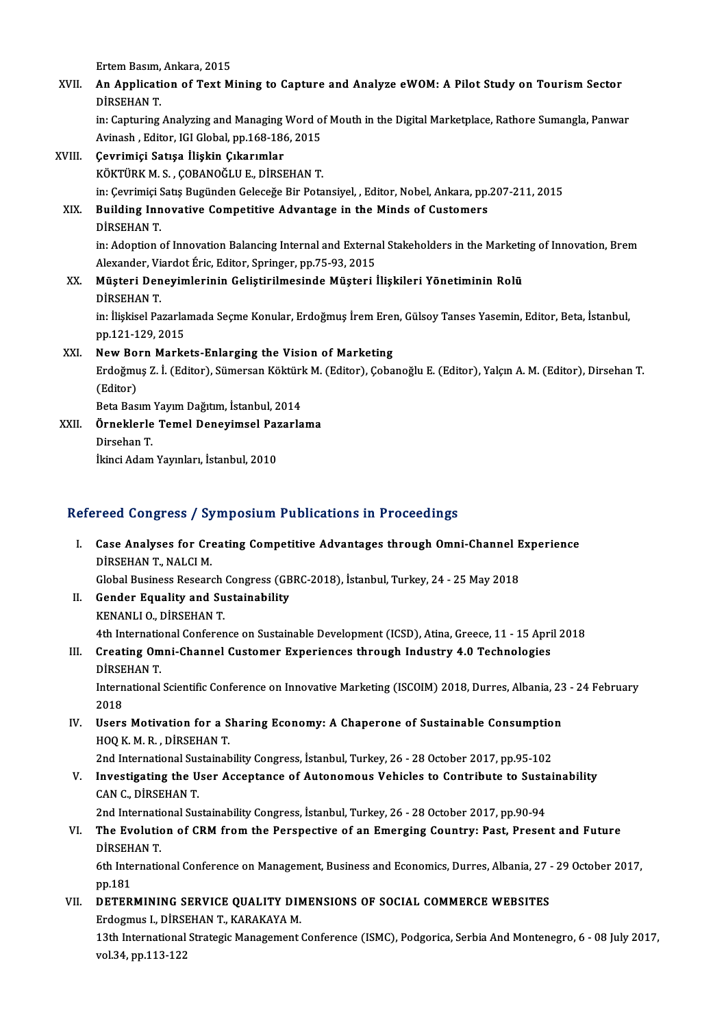Ertem Basım, Ankara, 2015

XVII. **An Application of Text Mining to Capture and Analyze eWOM: A Pilot Study on Tourism Sector**
DİRSEHAN T.
in: Capturing Analyzing and Managing Word of Mouth in the Digital Marketplace, Rathore Sumangla, Panwar Avinash , Editor, IGI Global, pp.168-186, 2015

XVIII. **Çevrimiçi Satışa İlişkin Çıkarımlar**
KÖKTÜRK M. S. , ÇOBANOĞLU E., DİRSEHAN T.
in: Çevrimiçi Satış Bugünden Geleceğe Bir Potansiyel, , Editor, Nobel, Ankara, pp.207-211, 2015

XIX. **Building Innovative Competitive Advantage in the Minds of Customers**
DİRSEHAN T.
in: Adoption of Innovation Balancing Internal and External Stakeholders in the Marketing of Innovation, Brem Alexander, Viardot Éric, Editor, Springer, pp.75-93, 2015

XX. **Müşteri Deneyimlerinin Geliştirilmesinde Müşteri İlişkileri Yönetiminin Rolü**
DİRSEHAN T.
in: İlişkisel Pazarlamada Seçme Konular, Erdoğmuş İrem Eren, Gülsoy Tanses Yasemin, Editor, Beta, İstanbul, pp.121-129, 2015

XXI. **New Born Markets-Enlarging the Vision of Marketing**
Erdoğmuş Z. İ. (Editor), Sümersan Köktürk M. (Editor), Çobanoğlu E. (Editor), Yalçın A. M. (Editor), Dirsehan T. (Editor)
Beta Basım Yayım Dağıtım, İstanbul, 2014

XXII. **Örneklerle Temel Deneyimsel Pazarlama**
Dirsehan T.
İkinci Adam Yayınları, İstanbul, 2010

## Refereed Congress / Symposium Publications in Proceedings

I. **Case Analyses for Creating Competitive Advantages through Omni-Channel Experience**
DİRSEHAN T., NALCI M.
Global Business Research Congress (GBRC-2018), İstanbul, Turkey, 24 - 25 May 2018

II. **Gender Equality and Sustainability**
KENANLI O., DİRSEHAN T.
4th International Conference on Sustainable Development (ICSD), Atina, Greece, 11 - 15 April 2018

III. **Creating Omni-Channel Customer Experiences through Industry 4.0 Technologies**
DİRSEHAN T.
International Scientific Conference on Innovative Marketing (ISCOIM) 2018, Durres, Albania, 23 - 24 February 2018

IV. **Users Motivation for a Sharing Economy: A Chaperone of Sustainable Consumption**
HOQ K. M. R. , DİRSEHAN T.
2nd International Sustainability Congress, İstanbul, Turkey, 26 - 28 October 2017, pp.95-102

V. **Investigating the User Acceptance of Autonomous Vehicles to Contribute to Sustainability**
CAN C., DİRSEHAN T.
2nd International Sustainability Congress, İstanbul, Turkey, 26 - 28 October 2017, pp.90-94

VI. **The Evolution of CRM from the Perspective of an Emerging Country: Past, Present and Future**
DİRSEHAN T.
6th International Conference on Management, Business and Economics, Durres, Albania, 27 - 29 October 2017, pp.181

VII. **DETERMINING SERVICE QUALITY DIMENSIONS OF SOCIAL COMMERCE WEBSITES**
Erdogmus I., DİRSEHAN T., KARAKAYA M.
13th International Strategic Management Conference (ISMC), Podgorica, Serbia And Montenegro, 6 - 08 July 2017, vol.34, pp.113-122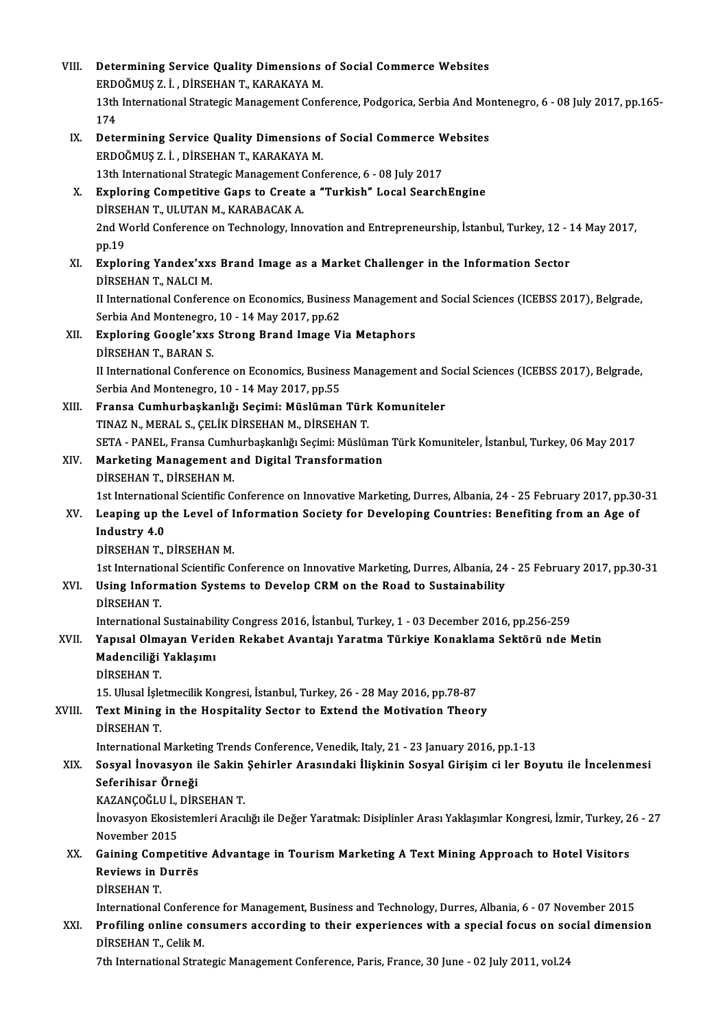VIII. **Determining Service Quality Dimensions of Social Commerce Websites**
ERDOĞMUŞ Z. İ. , DİRSEHAN T., KARAKAYA M.
13th International Strategic Management Conference, Podgorica, Serbia And Montenegro, 6 - 08 July 2017, pp.165-174

IX. **Determining Service Quality Dimensions of Social Commerce Websites**
ERDOĞMUŞ Z. İ. , DİRSEHAN T., KARAKAYA M.
13th International Strategic Management Conference, 6 - 08 July 2017

X. **Exploring Competitive Gaps to Create a "Turkish" Local SearchEngine**
DİRSEHAN T., ULUTAN M., KARABACAK A.
2nd World Conference on Technology, Innovation and Entrepreneurship, İstanbul, Turkey, 12 - 14 May 2017, pp.19

XI. **Exploring Yandex'xxs Brand Image as a Market Challenger in the Information Sector**
DİRSEHAN T., NALCI M.
II International Conference on Economics, Business Management and Social Sciences (ICEBSS 2017), Belgrade, Serbia And Montenegro, 10 - 14 May 2017, pp.62

XII. **Exploring Google'xxs Strong Brand Image Via Metaphors**
DİRSEHAN T., BARAN S.
II International Conference on Economics, Business Management and Social Sciences (ICEBSS 2017), Belgrade, Serbia And Montenegro, 10 - 14 May 2017, pp.55

XIII. **Fransa Cumhurbaşkanlığı Seçimi: Müslüman Türk Komuniteler**
TINAZ N., MERAL S., ÇELİK DİRSEHAN M., DİRSEHAN T.
SETA - PANEL, Fransa Cumhurbaşkanlığı Seçimi: Müslüman Türk Komuniteler, İstanbul, Turkey, 06 May 2017

XIV. **Marketing Management and Digital Transformation**
DİRSEHAN T., DİRSEHAN M.
1st International Scientific Conference on Innovative Marketing, Durres, Albania, 24 - 25 February 2017, pp.30-31

XV. **Leaping up the Level of Information Society for Developing Countries: Benefiting from an Age of Industry 4.0**
DİRSEHAN T., DİRSEHAN M.
1st International Scientific Conference on Innovative Marketing, Durres, Albania, 24 - 25 February 2017, pp.30-31

XVI. **Using Information Systems to Develop CRM on the Road to Sustainability**
DİRSEHAN T.
International Sustainability Congress 2016, İstanbul, Turkey, 1 - 03 December 2016, pp.256-259

XVII. **Yapısal Olmayan Veriden Rekabet Avantajı Yaratma Türkiye Konaklama Sektörü nde Metin Madenciliği Yaklaşımı**
DİRSEHAN T.
15. Ulusal İşletmecilik Kongresi, İstanbul, Turkey, 26 - 28 May 2016, pp.78-87

XVIII. **Text Mining in the Hospitality Sector to Extend the Motivation Theory**
DİRSEHAN T.
International Marketing Trends Conference, Venedik, Italy, 21 - 23 January 2016, pp.1-13

XIX. **Sosyal İnovasyon ile Sakin Şehirler Arasındaki İlişkinin Sosyal Girişim ci ler Boyutu ile İncelenmesi Seferihisar Örneği**
KAZANÇOĞLU İ., DİRSEHAN T.
İnovasyon Ekosistemleri Aracılığı ile Değer Yaratmak: Disiplinler Arası Yaklaşımlar Kongresi, İzmir, Turkey, 26 - 27 November 2015

XX. **Gaining Competitive Advantage in Tourism Marketing A Text Mining Approach to Hotel Visitors Reviews in Durrës**
DİRSEHAN T.
International Conference for Management, Business and Technology, Durres, Albania, 6 - 07 November 2015

XXI. **Profiling online consumers according to their experiences with a special focus on social dimension**
DİRSEHAN T., Celik M.
7th International Strategic Management Conference, Paris, France, 30 June - 02 July 2011, vol.24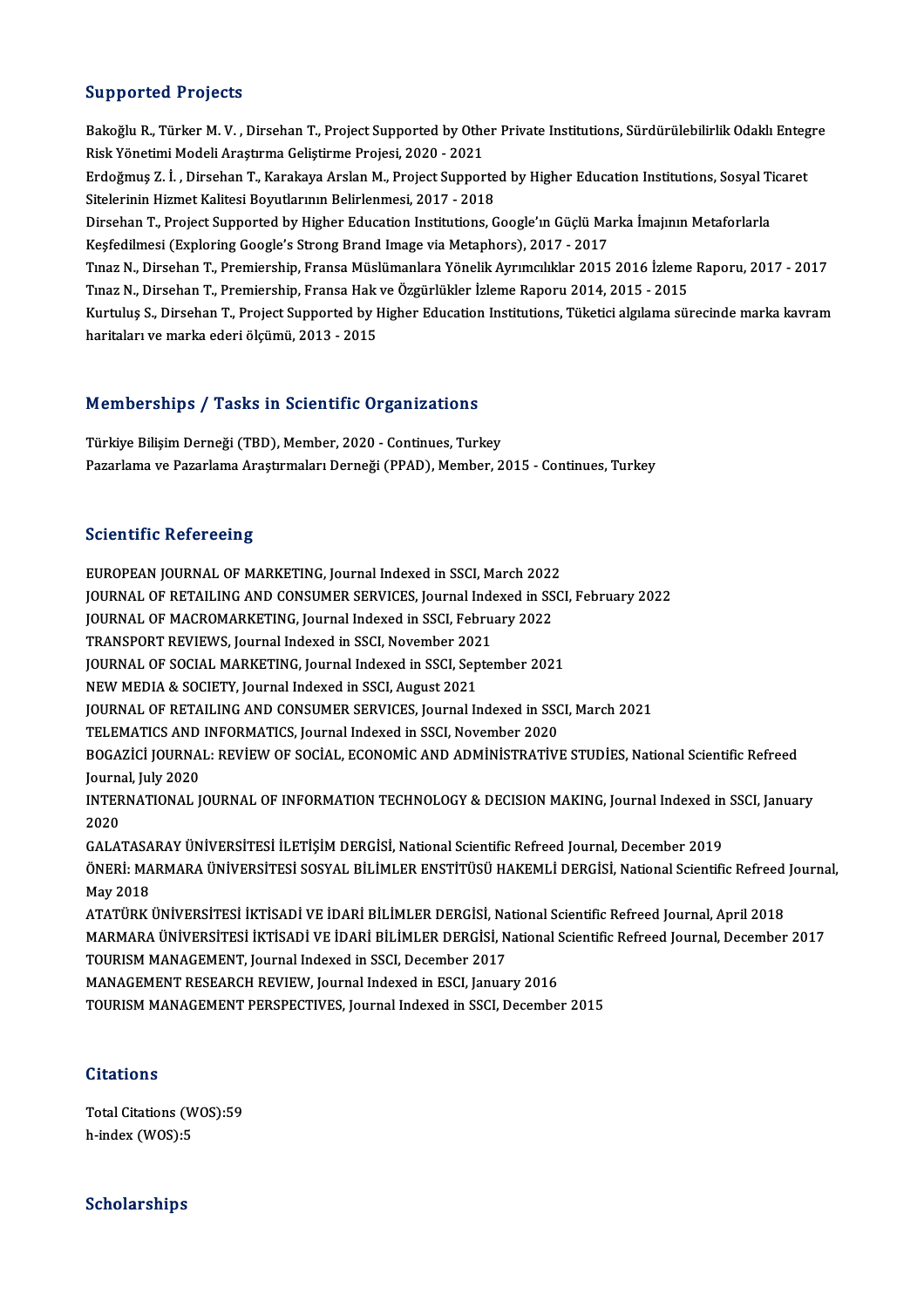## Supported Projects

Bakoğlu R., Türker M. V. , Dirsehan T., Project Supported by Other Private Institutions, Sürdürülebilirlik Odaklı Entegre Risk Yönetimi Modeli Araştırma Geliştirme Projesi, 2020 - 2021

Erdoğmuş Z. İ. , Dirsehan T., Karakaya Arslan M., Project Supported by Higher Education Institutions, Sosyal Ticaret Sitelerinin Hizmet Kalitesi Boyutlarının Belirlenmesi, 2017 - 2018

Dirsehan T., Project Supported by Higher Education Institutions, Google'ın Güçlü Marka İmajının Metaforlarla Keşfedilmesi (Exploring Google's Strong Brand Image via Metaphors), 2017 - 2017

Tınaz N., Dirsehan T., Premiership, Fransa Müslümanlara Yönelik Ayrımcılıklar 2015 2016 İzleme Raporu, 2017 - 2017

Tınaz N., Dirsehan T., Premiership, Fransa Hak ve Özgürlükler İzleme Raporu 2014, 2015 - 2015

Kurtuluş S., Dirsehan T., Project Supported by Higher Education Institutions, Tüketici algılama sürecinde marka kavram haritaları ve marka ederi ölçümü, 2013 - 2015

## Memberships / Tasks in Scientific Organizations

Türkiye Bilişim Derneği (TBD), Member, 2020 - Continues, Turkey

Pazarlama ve Pazarlama Araştırmaları Derneği (PPAD), Member, 2015 - Continues, Turkey

## Scientific Refereeing

EUROPEAN JOURNAL OF MARKETING, Journal Indexed in SSCI, March 2022

JOURNAL OF RETAILING AND CONSUMER SERVICES, Journal Indexed in SSCI, February 2022

JOURNAL OF MACROMARKETING, Journal Indexed in SSCI, February 2022

TRANSPORT REVIEWS, Journal Indexed in SSCI, November 2021

JOURNAL OF SOCIAL MARKETING, Journal Indexed in SSCI, September 2021

NEW MEDIA & SOCIETY, Journal Indexed in SSCI, August 2021

JOURNAL OF RETAILING AND CONSUMER SERVICES, Journal Indexed in SSCI, March 2021

TELEMATICS AND INFORMATICS, Journal Indexed in SSCI, November 2020

BOGAZİCİ JOURNAL: REVİEW OF SOCİAL, ECONOMİC AND ADMİNİSTRATİVE STUDİES, National Scientific Refreed Journal, July 2020

INTERNATIONAL JOURNAL OF INFORMATION TECHNOLOGY & DECISION MAKING, Journal Indexed in SSCI, January 2020

GALATASARAY ÜNİVERSİTESİ İLETİŞİM DERGİSİ, National Scientific Refreed Journal, December 2019

ÖNERİ: MARMARA ÜNİVERSİTESİ SOSYAL BİLİMLER ENSTİTÜSÜ HAKEMLİ DERGİSİ, National Scientific Refreed Journal, May 2018

ATATÜRK ÜNİVERSİTESİ İKTİSADİ VE İDARİ BİLİMLER DERGİSİ, National Scientific Refreed Journal, April 2018

MARMARA ÜNİVERSİTESİ İKTİSADİ VE İDARİ BİLİMLER DERGİSİ, National Scientific Refreed Journal, December 2017

TOURISM MANAGEMENT, Journal Indexed in SSCI, December 2017

MANAGEMENT RESEARCH REVIEW, Journal Indexed in ESCI, January 2016

TOURISM MANAGEMENT PERSPECTIVES, Journal Indexed in SSCI, December 2015

## Citations

Total Citations (WOS):59

h-index (WOS):5

## Scholarships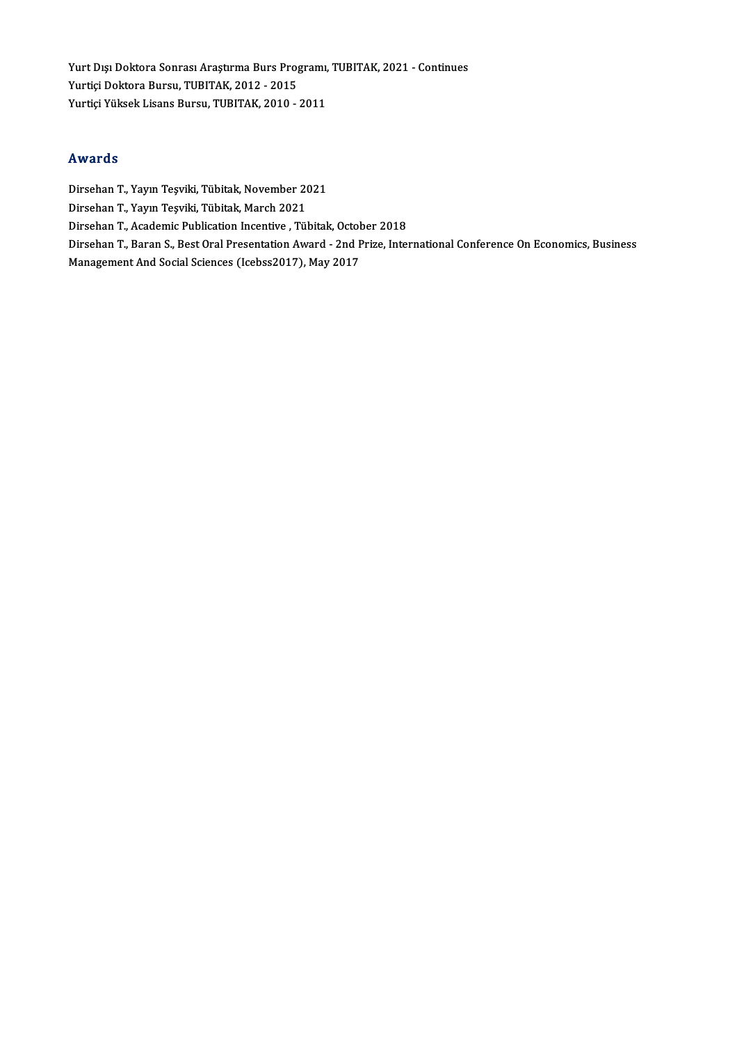Yurt Dışı Doktora Sonrası Araştırma Burs Programı, TUBITAK, 2021 - Continues
Yurtiçi Doktora Bursu, TUBITAK, 2012 - 2015
Yurtiçi Yüksek Lisans Bursu, TUBITAK, 2010 - 2011

## Awards

Dirsehan T., Yayın Teşviki, Tübitak, November 2021
Dirsehan T., Yayın Teşviki, Tübitak, March 2021
Dirsehan T., Academic Publication Incentive , Tübitak, October 2018
Dirsehan T., Baran S., Best Oral Presentation Award - 2nd Prize, International Conference On Economics, Business Management And Social Sciences (Icebss2017), May 2017